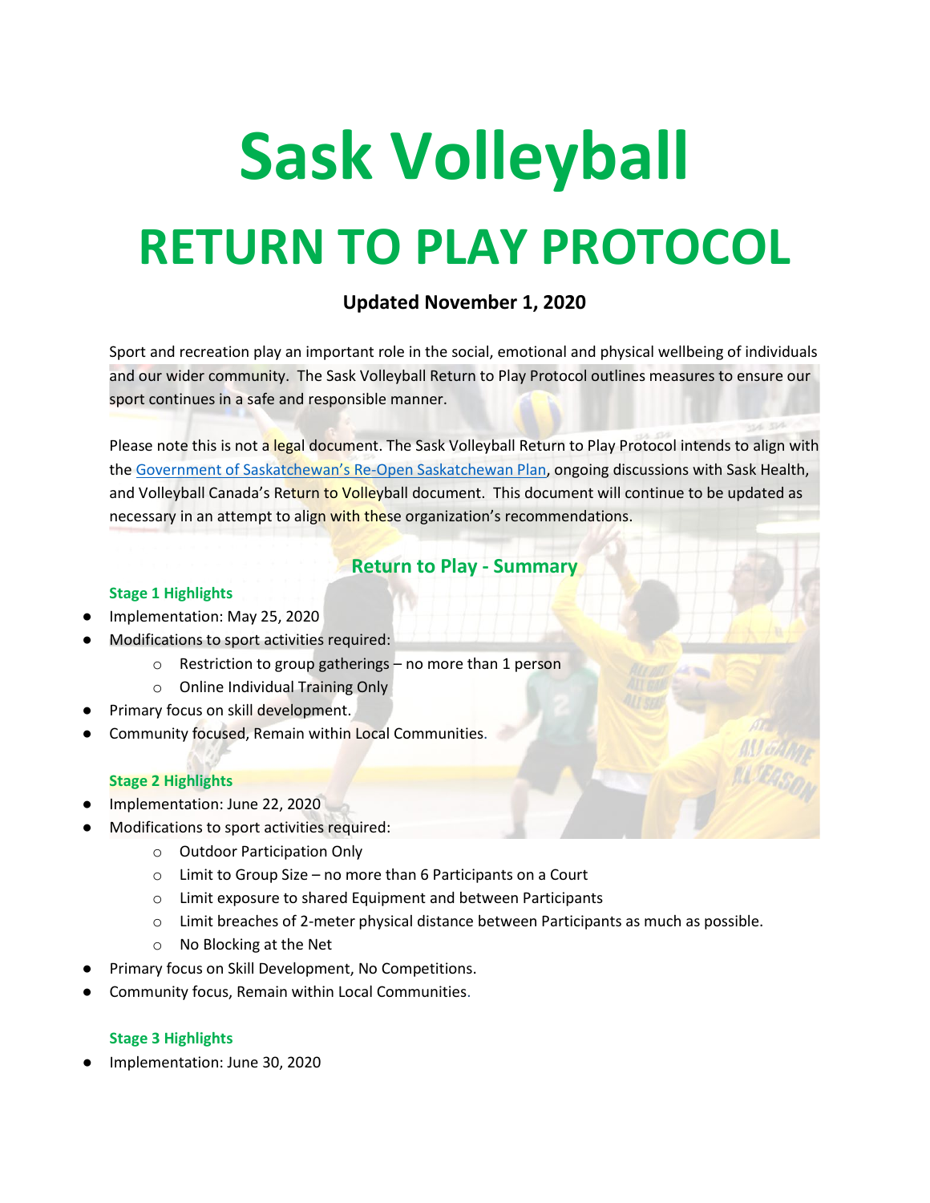# Sask Volleyball

# RETURN TO PLAY PROTOCOL

**Updated November 1, 2020**

Sport and recreation play an important role in the social, emotional and physical wellbeing of individuals and our wider community. The Sask Volleyball Return to Play Protocol outlines measures to ensure our sport continues in a safe and responsible manner.

Please note this is not a legal document. The Sask Volleyball Return to Play Protocol intends to align with the Government of Saskatchewan's Re-Open Saskatchewan Plan, ongoing discussions with Sask Health, and Volleyball Canada's Return to Volleyball document. This document will continue to be updated as necessary in an attempt to align with these organization's recommendations.

## Return to Play - Summary

### Stage 1 Highlights

- Implementation: May 25, 2020
- Modifications to sport activities required:
  - Restriction to group gatherings – no more than 1 person
  - Online Individual Training Only
- Primary focus on skill development.
- Community focused, Remain within Local Communities.

### Stage 2 Highlights

- Implementation: June 22, 2020
- Modifications to sport activities required:
  - Outdoor Participation Only
  - Limit to Group Size – no more than 6 Participants on a Court
  - Limit exposure to shared Equipment and between Participants
  - Limit breaches of 2-meter physical distance between Participants as much as possible.
  - No Blocking at the Net
- Primary focus on Skill Development, No Competitions.
- Community focus, Remain within Local Communities.

### Stage 3 Highlights

- Implementation: June 30, 2020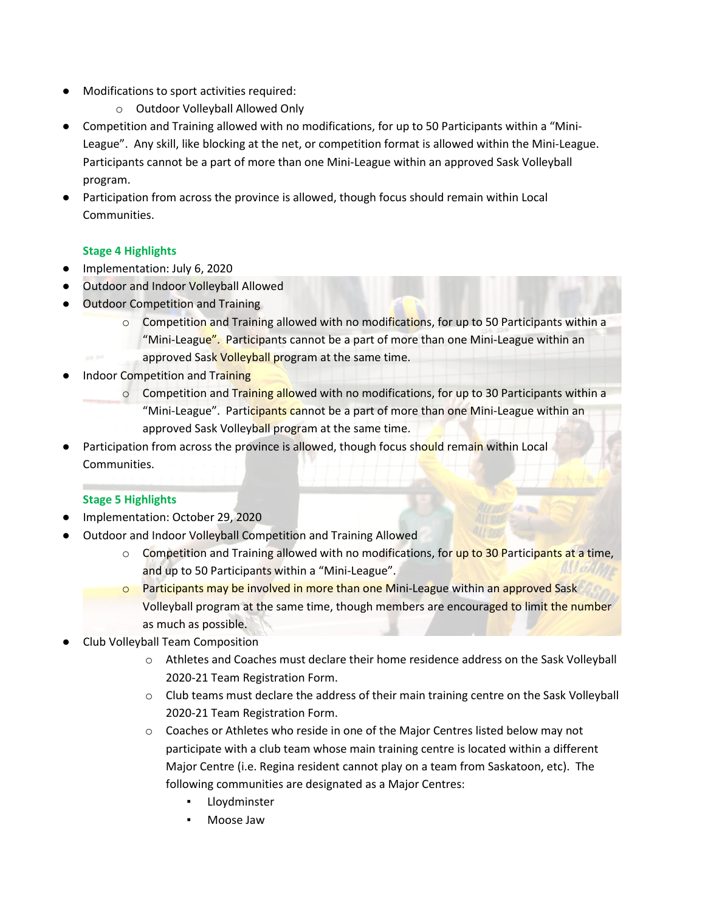- Modifications to sport activities required:
  - Outdoor Volleyball Allowed Only
- Competition and Training allowed with no modifications, for up to 50 Participants within a "Mini-League". Any skill, like blocking at the net, or competition format is allowed within the Mini-League. Participants cannot be a part of more than one Mini-League within an approved Sask Volleyball program.
- Participation from across the province is allowed, though focus should remain within Local Communities.

**Stage 4 Highlights**

- Implementation: July 6, 2020
- Outdoor and Indoor Volleyball Allowed
- Outdoor Competition and Training
  - Competition and Training allowed with no modifications, for up to 50 Participants within a "Mini-League". Participants cannot be a part of more than one Mini-League within an approved Sask Volleyball program at the same time.
- Indoor Competition and Training
  - Competition and Training allowed with no modifications, for up to 30 Participants within a "Mini-League". Participants cannot be a part of more than one Mini-League within an approved Sask Volleyball program at the same time.
- Participation from across the province is allowed, though focus should remain within Local Communities.

**Stage 5 Highlights**

- Implementation: October 29, 2020
- Outdoor and Indoor Volleyball Competition and Training Allowed
  - Competition and Training allowed with no modifications, for up to 30 Participants at a time, and up to 50 Participants within a "Mini-League".
  - Participants may be involved in more than one Mini-League within an approved Sask Volleyball program at the same time, though members are encouraged to limit the number as much as possible.
- Club Volleyball Team Composition
  - Athletes and Coaches must declare their home residence address on the Sask Volleyball 2020-21 Team Registration Form.
  - Club teams must declare the address of their main training centre on the Sask Volleyball 2020-21 Team Registration Form.
  - Coaches or Athletes who reside in one of the Major Centres listed below may not participate with a club team whose main training centre is located within a different Major Centre (i.e. Regina resident cannot play on a team from Saskatoon, etc). The following communities are designated as a Major Centres:
    - Lloydminster
    - Moose Jaw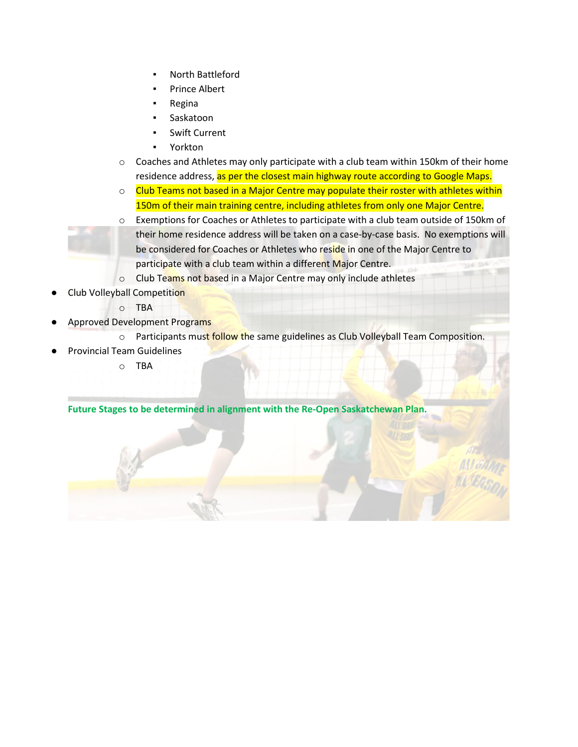- North Battleford
        - Prince Albert
        - Regina
        - Saskatoon
        - Swift Current
        - Yorkton
    - Coaches and Athletes may only participate with a club team within 150km of their home residence address, as per the closest main highway route according to Google Maps.
    - Club Teams not based in a Major Centre may populate their roster with athletes within 150m of their main training centre, including athletes from only one Major Centre.
    - Exemptions for Coaches or Athletes to participate with a club team outside of 150km of their home residence address will be taken on a case-by-case basis. No exemptions will be considered for Coaches or Athletes who reside in one of the Major Centre to participate with a club team within a different Major Centre.
    - Club Teams not based in a Major Centre may only include athletes
- Club Volleyball Competition
    - TBA
- Approved Development Programs
    - Participants must follow the same guidelines as Club Volleyball Team Composition.
- Provincial Team Guidelines
    - TBA

**Future Stages to be determined in alignment with the Re-Open Saskatchewan Plan.**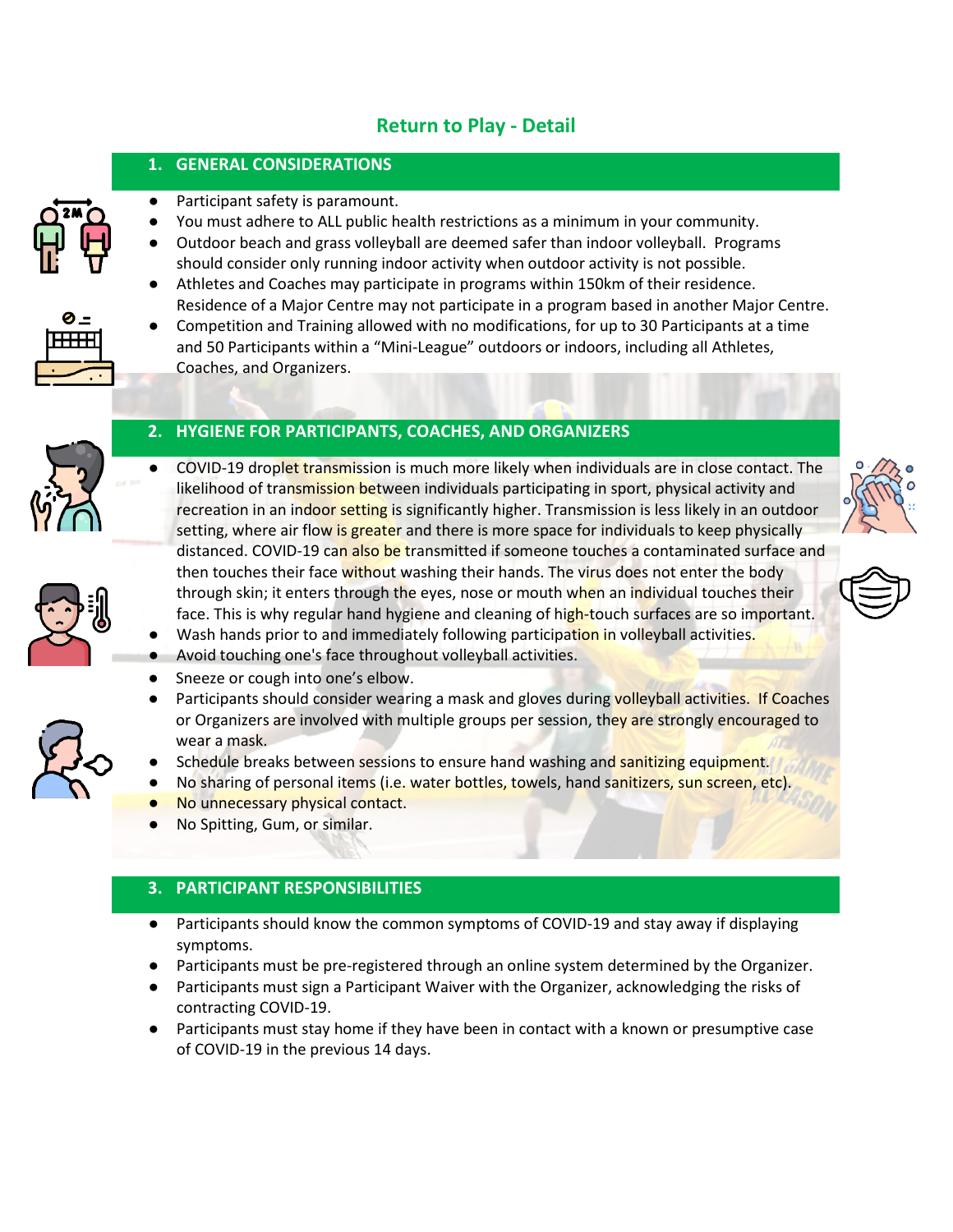# Return to Play - Detail

## 1. GENERAL CONSIDERATIONS

- Participant safety is paramount.
- You must adhere to ALL public health restrictions as a minimum in your community.
- Outdoor beach and grass volleyball are deemed safer than indoor volleyball. Programs should consider only running indoor activity when outdoor activity is not possible.
- Athletes and Coaches may participate in programs within 150km of their residence. Residence of a Major Centre may not participate in a program based in another Major Centre.
- Competition and Training allowed with no modifications, for up to 30 Participants at a time and 50 Participants within a "Mini-League" outdoors or indoors, including all Athletes, Coaches, and Organizers.

## 2. HYGIENE FOR PARTICIPANTS, COACHES, AND ORGANIZERS

- COVID-19 droplet transmission is much more likely when individuals are in close contact. The likelihood of transmission between individuals participating in sport, physical activity and recreation in an indoor setting is significantly higher. Transmission is less likely in an outdoor setting, where air flow is greater and there is more space for individuals to keep physically distanced. COVID-19 can also be transmitted if someone touches a contaminated surface and then touches their face without washing their hands. The virus does not enter the body through skin; it enters through the eyes, nose or mouth when an individual touches their face. This is why regular hand hygiene and cleaning of high-touch surfaces are so important.
- Wash hands prior to and immediately following participation in volleyball activities.
- Avoid touching one's face throughout volleyball activities.
- Sneeze or cough into one's elbow.
- Participants should consider wearing a mask and gloves during volleyball activities. If Coaches or Organizers are involved with multiple groups per session, they are strongly encouraged to wear a mask.
- Schedule breaks between sessions to ensure hand washing and sanitizing equipment.
- No sharing of personal items (i.e. water bottles, towels, hand sanitizers, sun screen, etc).
- No unnecessary physical contact.
- No Spitting, Gum, or similar.

## 3. PARTICIPANT RESPONSIBILITIES

- Participants should know the common symptoms of COVID-19 and stay away if displaying symptoms.
- Participants must be pre-registered through an online system determined by the Organizer.
- Participants must sign a Participant Waiver with the Organizer, acknowledging the risks of contracting COVID-19.
- Participants must stay home if they have been in contact with a known or presumptive case of COVID-19 in the previous 14 days.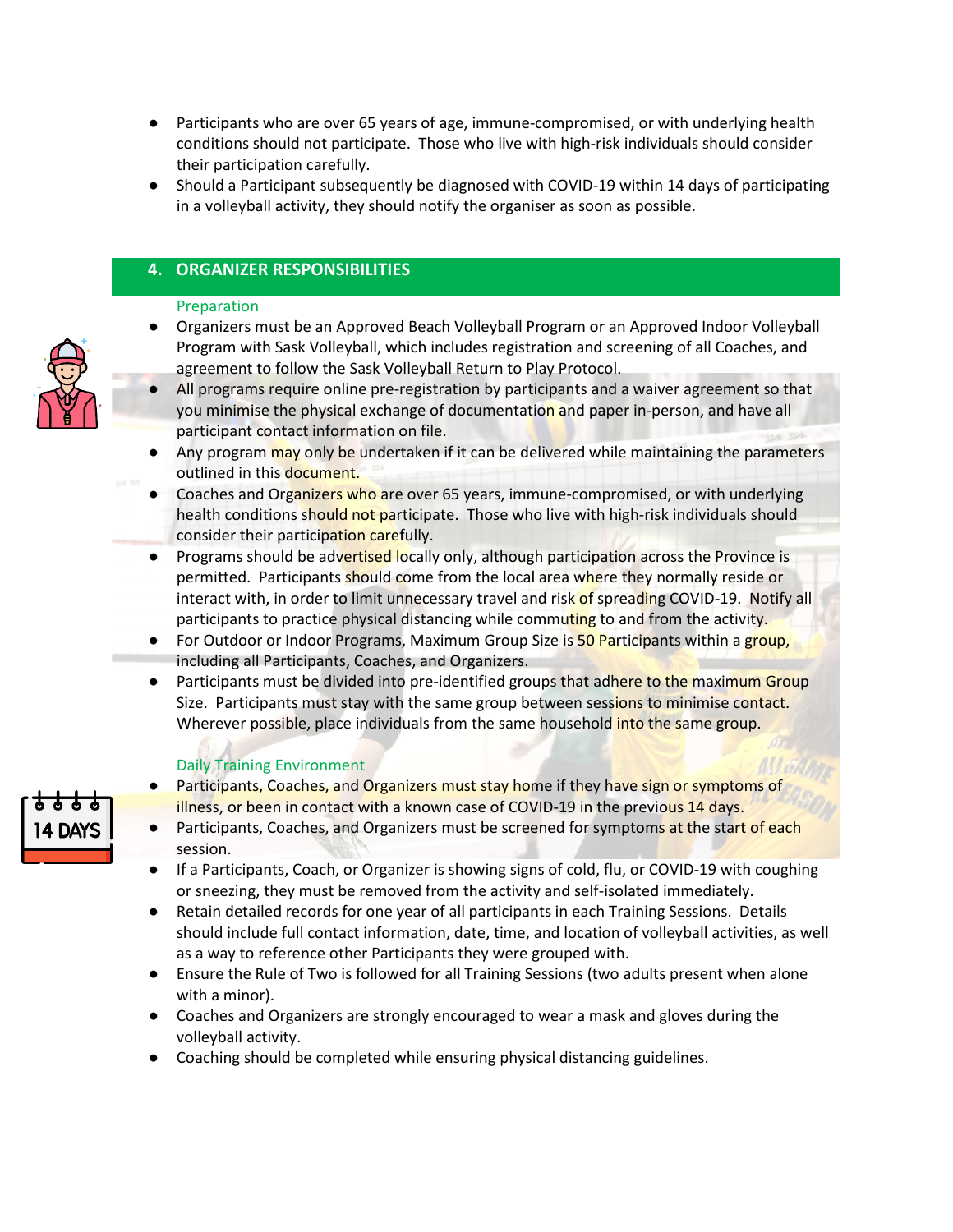- Participants who are over 65 years of age, immune-compromised, or with underlying health conditions should not participate. Those who live with high-risk individuals should consider their participation carefully.
- Should a Participant subsequently be diagnosed with COVID-19 within 14 days of participating in a volleyball activity, they should notify the organiser as soon as possible.

## 4. ORGANIZER RESPONSIBILITIES

### Preparation

- Organizers must be an Approved Beach Volleyball Program or an Approved Indoor Volleyball Program with Sask Volleyball, which includes registration and screening of all Coaches, and agreement to follow the Sask Volleyball Return to Play Protocol.
- All programs require online pre-registration by participants and a waiver agreement so that you minimise the physical exchange of documentation and paper in-person, and have all participant contact information on file.
- Any program may only be undertaken if it can be delivered while maintaining the parameters outlined in this document.
- Coaches and Organizers who are over 65 years, immune-compromised, or with underlying health conditions should not participate. Those who live with high-risk individuals should consider their participation carefully.
- Programs should be advertised locally only, although participation across the Province is permitted. Participants should come from the local area where they normally reside or interact with, in order to limit unnecessary travel and risk of spreading COVID-19. Notify all participants to practice physical distancing while commuting to and from the activity.
- For Outdoor or Indoor Programs, Maximum Group Size is 50 Participants within a group, including all Participants, Coaches, and Organizers.
- Participants must be divided into pre-identified groups that adhere to the maximum Group Size. Participants must stay with the same group between sessions to minimise contact. Wherever possible, place individuals from the same household into the same group.

### Daily Training Environment

- Participants, Coaches, and Organizers must stay home if they have sign or symptoms of illness, or been in contact with a known case of COVID-19 in the previous 14 days.
- Participants, Coaches, and Organizers must be screened for symptoms at the start of each session.
- If a Participants, Coach, or Organizer is showing signs of cold, flu, or COVID-19 with coughing or sneezing, they must be removed from the activity and self-isolated immediately.
- Retain detailed records for one year of all participants in each Training Sessions. Details should include full contact information, date, time, and location of volleyball activities, as well as a way to reference other Participants they were grouped with.
- Ensure the Rule of Two is followed for all Training Sessions (two adults present when alone with a minor).
- Coaches and Organizers are strongly encouraged to wear a mask and gloves during the volleyball activity.
- Coaching should be completed while ensuring physical distancing guidelines.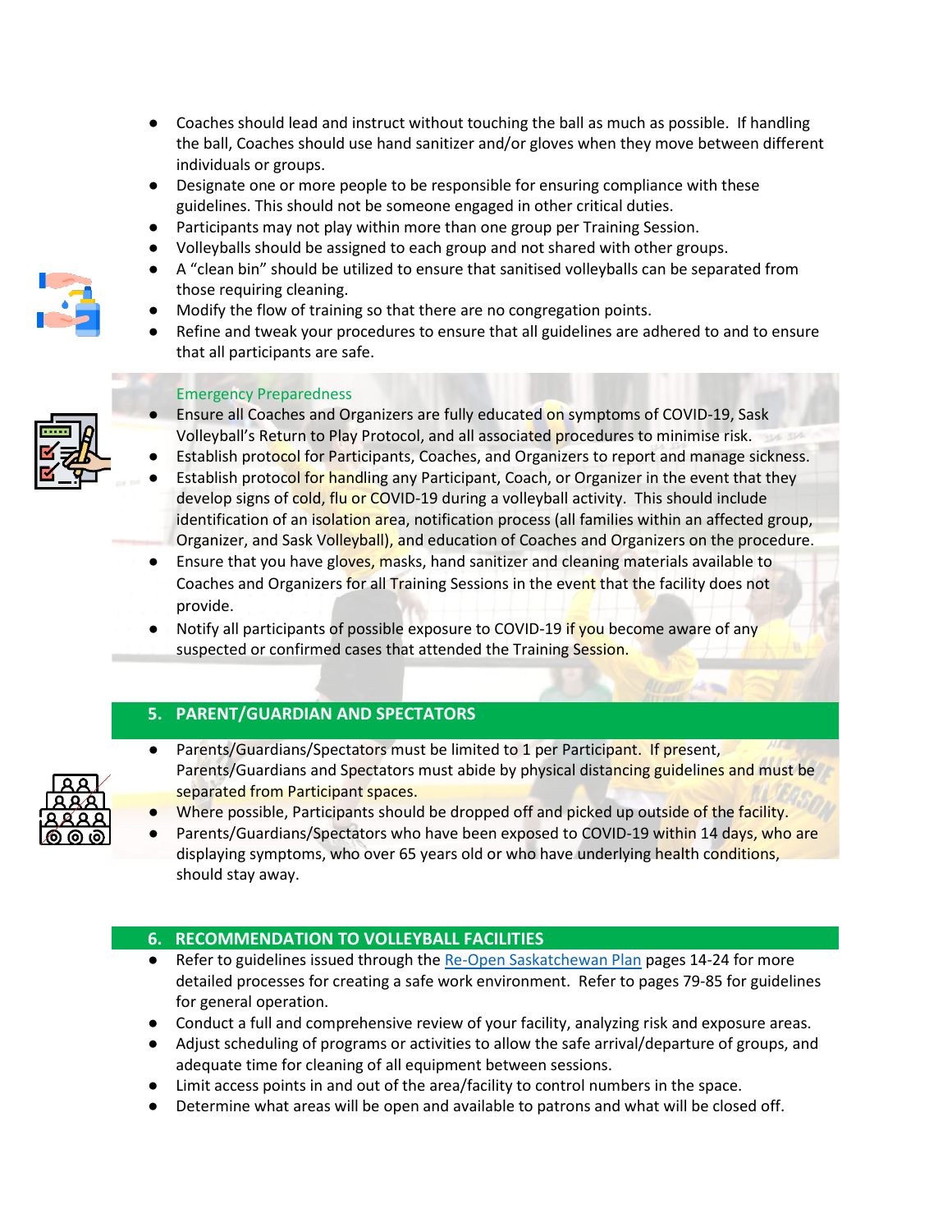- Coaches should lead and instruct without touching the ball as much as possible. If handling the ball, Coaches should use hand sanitizer and/or gloves when they move between different individuals or groups.
- Designate one or more people to be responsible for ensuring compliance with these guidelines. This should not be someone engaged in other critical duties.
- Participants may not play within more than one group per Training Session.
- Volleyballs should be assigned to each group and not shared with other groups.
- A "clean bin" should be utilized to ensure that sanitised volleyballs can be separated from those requiring cleaning.
- Modify the flow of training so that there are no congregation points.
- Refine and tweak your procedures to ensure that all guidelines are adhered to and to ensure that all participants are safe.

### Emergency Preparedness

- Ensure all Coaches and Organizers are fully educated on symptoms of COVID-19, Sask Volleyball's Return to Play Protocol, and all associated procedures to minimise risk.
- Establish protocol for Participants, Coaches, and Organizers to report and manage sickness.
- Establish protocol for handling any Participant, Coach, or Organizer in the event that they develop signs of cold, flu or COVID-19 during a volleyball activity. This should include identification of an isolation area, notification process (all families within an affected group, Organizer, and Sask Volleyball), and education of Coaches and Organizers on the procedure.
- Ensure that you have gloves, masks, hand sanitizer and cleaning materials available to Coaches and Organizers for all Training Sessions in the event that the facility does not provide.
- Notify all participants of possible exposure to COVID-19 if you become aware of any suspected or confirmed cases that attended the Training Session.

## 5. PARENT/GUARDIAN AND SPECTATORS

- Parents/Guardians/Spectators must be limited to 1 per Participant. If present, Parents/Guardians and Spectators must abide by physical distancing guidelines and must be separated from Participant spaces.
- Where possible, Participants should be dropped off and picked up outside of the facility.
- Parents/Guardians/Spectators who have been exposed to COVID-19 within 14 days, who are displaying symptoms, who over 65 years old or who have underlying health conditions, should stay away.

## 6. RECOMMENDATION TO VOLLEYBALL FACILITIES

- Refer to guidelines issued through the Re-Open Saskatchewan Plan pages 14-24 for more detailed processes for creating a safe work environment. Refer to pages 79-85 for guidelines for general operation.
- Conduct a full and comprehensive review of your facility, analyzing risk and exposure areas.
- Adjust scheduling of programs or activities to allow the safe arrival/departure of groups, and adequate time for cleaning of all equipment between sessions.
- Limit access points in and out of the area/facility to control numbers in the space.
- Determine what areas will be open and available to patrons and what will be closed off.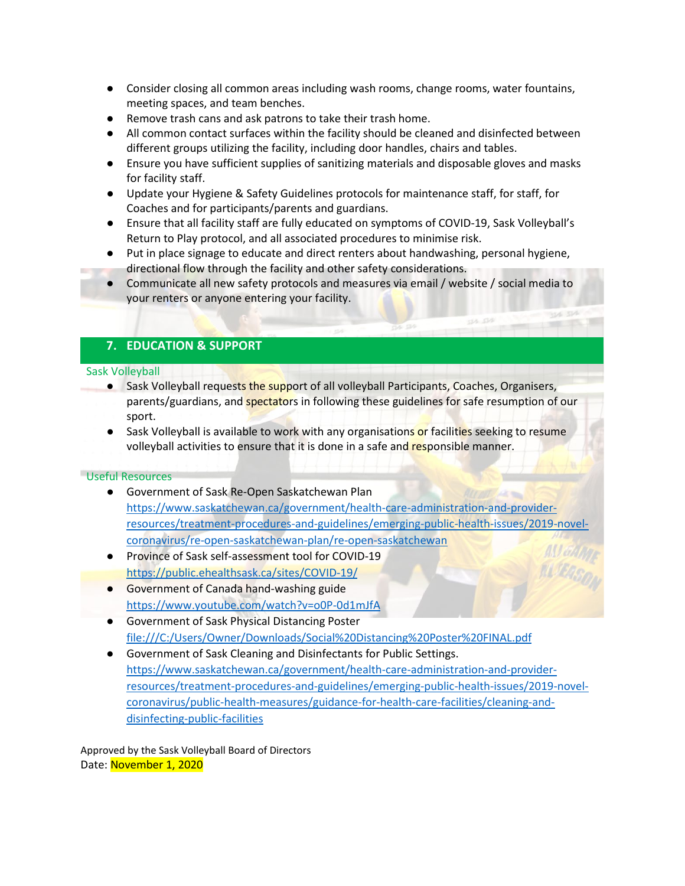- Consider closing all common areas including wash rooms, change rooms, water fountains, meeting spaces, and team benches.
- Remove trash cans and ask patrons to take their trash home.
- All common contact surfaces within the facility should be cleaned and disinfected between different groups utilizing the facility, including door handles, chairs and tables.
- Ensure you have sufficient supplies of sanitizing materials and disposable gloves and masks for facility staff.
- Update your Hygiene & Safety Guidelines protocols for maintenance staff, for staff, for Coaches and for participants/parents and guardians.
- Ensure that all facility staff are fully educated on symptoms of COVID-19, Sask Volleyball's Return to Play protocol, and all associated procedures to minimise risk.
- Put in place signage to educate and direct renters about handwashing, personal hygiene, directional flow through the facility and other safety considerations.
- Communicate all new safety protocols and measures via email / website / social media to your renters or anyone entering your facility.

## 7. EDUCATION & SUPPORT

### Sask Volleyball

- Sask Volleyball requests the support of all volleyball Participants, Coaches, Organisers, parents/guardians, and spectators in following these guidelines for safe resumption of our sport.
- Sask Volleyball is available to work with any organisations or facilities seeking to resume volleyball activities to ensure that it is done in a safe and responsible manner.

### Useful Resources

- Government of Sask Re-Open Saskatchewan Plan
  https://www.saskatchewan.ca/government/health-care-administration-and-provider-resources/treatment-procedures-and-guidelines/emerging-public-health-issues/2019-novel-coronavirus/re-open-saskatchewan-plan/re-open-saskatchewan
- Province of Sask self-assessment tool for COVID-19
  https://public.ehealthsask.ca/sites/COVID-19/
- Government of Canada hand-washing guide
  https://www.youtube.com/watch?v=o0P-0d1mJfA
- Government of Sask Physical Distancing Poster
  file:///C:/Users/Owner/Downloads/Social%20Distancing%20Poster%20FINAL.pdf
- Government of Sask Cleaning and Disinfectants for Public Settings.
  https://www.saskatchewan.ca/government/health-care-administration-and-provider-resources/treatment-procedures-and-guidelines/emerging-public-health-issues/2019-novel-coronavirus/public-health-measures/guidance-for-health-care-facilities/cleaning-and-disinfecting-public-facilities

Approved by the Sask Volleyball Board of Directors
Date: November 1, 2020